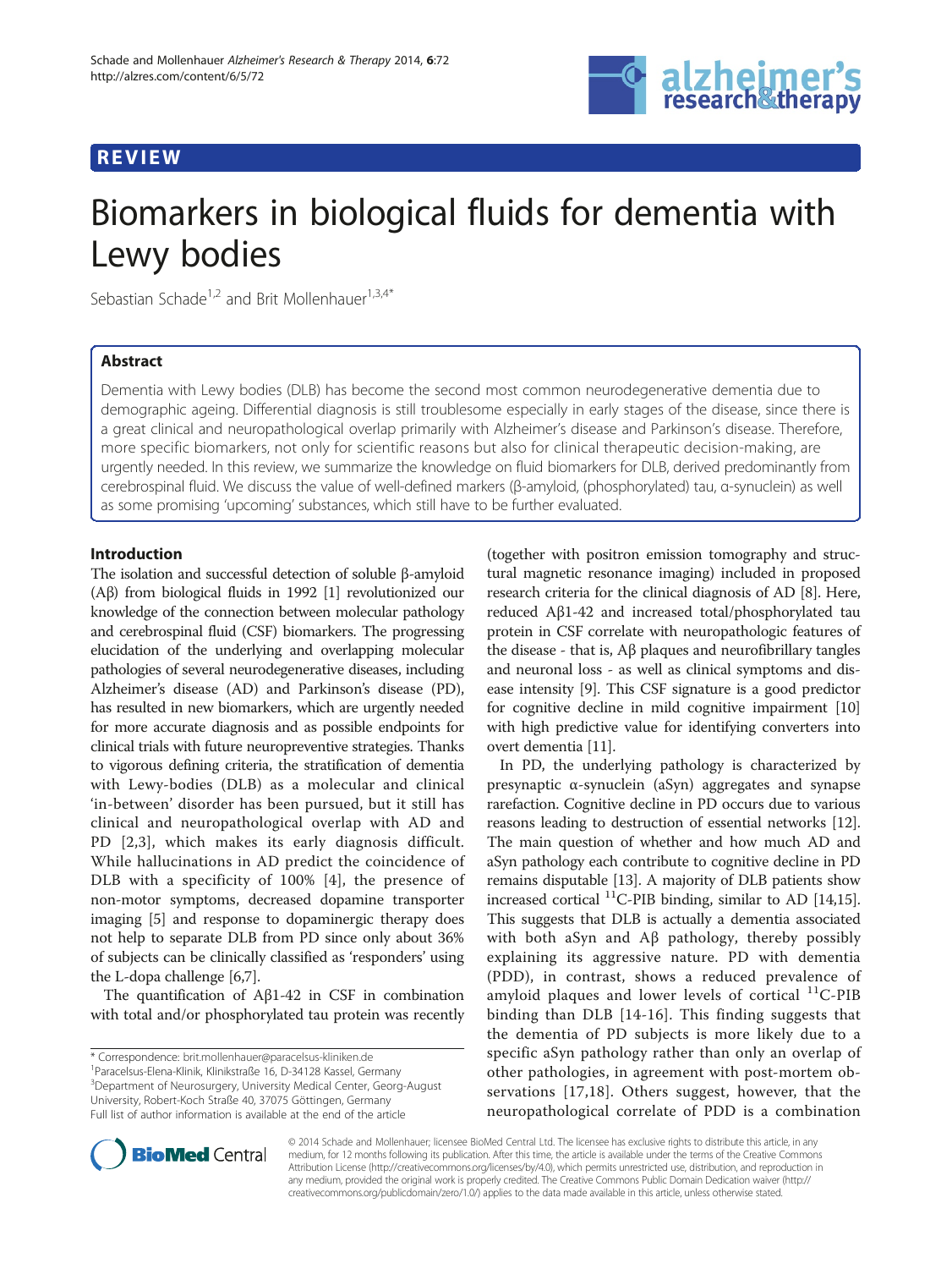REVIEW

# Biomarkers in biological fluids for dementia with Lewy bodies

Sebastian Schade[1,2] and Brit Mollenhauer[1,3,4*]

## Abstract

Dementia with Lewy bodies (DLB) has become the second most common neurodegenerative dementia due to demographic ageing. Differential diagnosis is still troublesome especially in early stages of the disease, since there is a great clinical and neuropathological overlap primarily with Alzheimer's disease and Parkinson's disease. Therefore, more specific biomarkers, not only for scientific reasons but also for clinical therapeutic decision-making, are urgently needed. In this review, we summarize the knowledge on fluid biomarkers for DLB, derived predominantly from cerebrospinal fluid. We discuss the value of well-defined markers (β-amyloid, (phosphorylated) tau, α-synuclein) as well as some promising 'upcoming' substances, which still have to be further evaluated.

## Introduction

The isolation and successful detection of soluble β-amyloid (Aβ) from biological fluids in 1992 [1] revolutionized our knowledge of the connection between molecular pathology and cerebrospinal fluid (CSF) biomarkers. The progressing elucidation of the underlying and overlapping molecular pathologies of several neurodegenerative diseases, including Alzheimer's disease (AD) and Parkinson's disease (PD), has resulted in new biomarkers, which are urgently needed for more accurate diagnosis and as possible endpoints for clinical trials with future neuropreventive strategies. Thanks to vigorous defining criteria, the stratification of dementia with Lewy-bodies (DLB) as a molecular and clinical 'in-between' disorder has been pursued, but it still has clinical and neuropathological overlap with AD and PD [2,3], which makes its early diagnosis difficult. While hallucinations in AD predict the coincidence of DLB with a specificity of 100% [4], the presence of non-motor symptoms, decreased dopamine transporter imaging [5] and response to dopaminergic therapy does not help to separate DLB from PD since only about 36% of subjects can be clinically classified as 'responders' using the L-dopa challenge [6,7].

The quantification of Aβ1-42 in CSF in combination with total and/or phosphorylated tau protein was recently (together with positron emission tomography and structural magnetic resonance imaging) included in proposed research criteria for the clinical diagnosis of AD [8]. Here, reduced Aβ1-42 and increased total/phosphorylated tau protein in CSF correlate with neuropathologic features of the disease - that is, Aβ plaques and neurofibrillary tangles and neuronal loss - as well as clinical symptoms and disease intensity [9]. This CSF signature is a good predictor for cognitive decline in mild cognitive impairment [10] with high predictive value for identifying converters into overt dementia [11].

In PD, the underlying pathology is characterized by presynaptic α-synuclein (aSyn) aggregates and synapse rarefaction. Cognitive decline in PD occurs due to various reasons leading to destruction of essential networks [12]. The main question of whether and how much AD and aSyn pathology each contribute to cognitive decline in PD remains disputable [13]. A majority of DLB patients show increased cortical $^{11}$C-PIB binding, similar to AD [14,15]. This suggests that DLB is actually a dementia associated with both aSyn and Aβ pathology, thereby possibly explaining its aggressive nature. PD with dementia (PDD), in contrast, shows a reduced prevalence of amyloid plaques and lower levels of cortical $^{11}$C-PIB binding than DLB [14-16]. This finding suggests that the dementia of PD subjects is more likely due to a specific aSyn pathology rather than only an overlap of other pathologies, in agreement with post-mortem observations [17,18]. Others suggest, however, that the neuropathological correlate of PDD is a combination

* Correspondence: brit.mollenhauer@paracelsus-kliniken.de
[1]Paracelsus-Elena-Klinik, Klinikstraße 16, D-34128 Kassel, Germany
[3]Department of Neurosurgery, University Medical Center, Georg-August University, Robert-Koch Straße 40, 37075 Göttingen, Germany
Full list of author information is available at the end of the article

© 2014 Schade and Mollenhauer; licensee BioMed Central Ltd. The licensee has exclusive rights to distribute this article, in any medium, for 12 months following its publication. After this time, the article is available under the terms of the Creative Commons Attribution License (http://creativecommons.org/licenses/by/4.0), which permits unrestricted use, distribution, and reproduction in any medium, provided the original work is properly credited. The Creative Commons Public Domain Dedication waiver (http://creativecommons.org/publicdomain/zero/1.0/) applies to the data made available in this article, unless otherwise stated.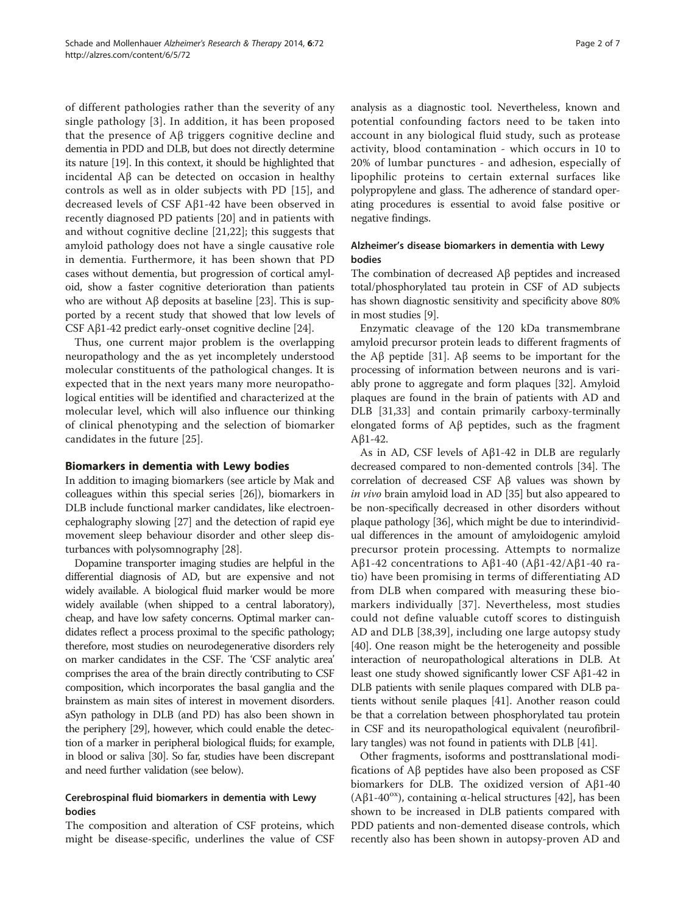of different pathologies rather than the severity of any single pathology [3]. In addition, it has been proposed that the presence of Aβ triggers cognitive decline and dementia in PDD and DLB, but does not directly determine its nature [19]. In this context, it should be highlighted that incidental Aβ can be detected on occasion in healthy controls as well as in older subjects with PD [15], and decreased levels of CSF Aβ1-42 have been observed in recently diagnosed PD patients [20] and in patients with and without cognitive decline [21,22]; this suggests that amyloid pathology does not have a single causative role in dementia. Furthermore, it has been shown that PD cases without dementia, but progression of cortical amyloid, show a faster cognitive deterioration than patients who are without Aβ deposits at baseline [23]. This is supported by a recent study that showed that low levels of CSF Aβ1-42 predict early-onset cognitive decline [24].

Thus, one current major problem is the overlapping neuropathology and the as yet incompletely understood molecular constituents of the pathological changes. It is expected that in the next years many more neuropathological entities will be identified and characterized at the molecular level, which will also influence our thinking of clinical phenotyping and the selection of biomarker candidates in the future [25].

## Biomarkers in dementia with Lewy bodies

In addition to imaging biomarkers (see article by Mak and colleagues within this special series [26]), biomarkers in DLB include functional marker candidates, like electroencephalography slowing [27] and the detection of rapid eye movement sleep behaviour disorder and other sleep disturbances with polysomnography [28].

Dopamine transporter imaging studies are helpful in the differential diagnosis of AD, but are expensive and not widely available. A biological fluid marker would be more widely available (when shipped to a central laboratory), cheap, and have low safety concerns. Optimal marker candidates reflect a process proximal to the specific pathology; therefore, most studies on neurodegenerative disorders rely on marker candidates in the CSF. The 'CSF analytic area' comprises the area of the brain directly contributing to CSF composition, which incorporates the basal ganglia and the brainstem as main sites of interest in movement disorders. aSyn pathology in DLB (and PD) has also been shown in the periphery [29], however, which could enable the detection of a marker in peripheral biological fluids; for example, in blood or saliva [30]. So far, studies have been discrepant and need further validation (see below).

### Cerebrospinal fluid biomarkers in dementia with Lewy bodies

The composition and alteration of CSF proteins, which might be disease-specific, underlines the value of CSF analysis as a diagnostic tool. Nevertheless, known and potential confounding factors need to be taken into account in any biological fluid study, such as protease activity, blood contamination - which occurs in 10 to 20% of lumbar punctures - and adhesion, especially of lipophilic proteins to certain external surfaces like polypropylene and glass. The adherence of standard operating procedures is essential to avoid false positive or negative findings.

### Alzheimer's disease biomarkers in dementia with Lewy bodies

The combination of decreased Aβ peptides and increased total/phosphorylated tau protein in CSF of AD subjects has shown diagnostic sensitivity and specificity above 80% in most studies [9].

Enzymatic cleavage of the 120 kDa transmembrane amyloid precursor protein leads to different fragments of the Aβ peptide [31]. Aβ seems to be important for the processing of information between neurons and is variably prone to aggregate and form plaques [32]. Amyloid plaques are found in the brain of patients with AD and DLB [31,33] and contain primarily carboxy-terminally elongated forms of Aβ peptides, such as the fragment Aβ1-42.

As in AD, CSF levels of Aβ1-42 in DLB are regularly decreased compared to non-demented controls [34]. The correlation of decreased CSF Aβ values was shown by *in vivo* brain amyloid load in AD [35] but also appeared to be non-specifically decreased in other disorders without plaque pathology [36], which might be due to interindividual differences in the amount of amyloidogenic amyloid precursor protein processing. Attempts to normalize Aβ1-42 concentrations to Aβ1-40 (Aβ1-42/Aβ1-40 ratio) have been promising in terms of differentiating AD from DLB when compared with measuring these biomarkers individually [37]. Nevertheless, most studies could not define valuable cutoff scores to distinguish AD and DLB [38,39], including one large autopsy study [40]. One reason might be the heterogeneity and possible interaction of neuropathological alterations in DLB. At least one study showed significantly lower CSF Aβ1-42 in DLB patients with senile plaques compared with DLB patients without senile plaques [41]. Another reason could be that a correlation between phosphorylated tau protein in CSF and its neuropathological equivalent (neurofibrillary tangles) was not found in patients with DLB [41].

Other fragments, isoforms and posttranslational modifications of Aβ peptides have also been proposed as CSF biomarkers for DLB. The oxidized version of Aβ1-40 (Aβ1-40$^{ox}$), containing α-helical structures [42], has been shown to be increased in DLB patients compared with PDD patients and non-demented disease controls, which recently also has been shown in autopsy-proven AD and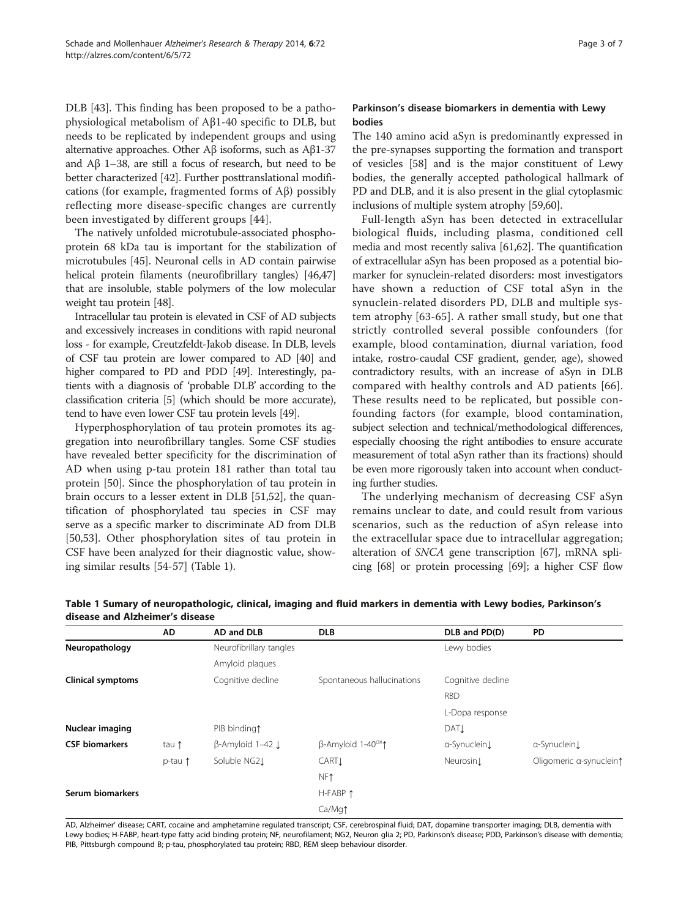DLB [43]. This finding has been proposed to be a pathophysiological metabolism of Aβ1-40 specific to DLB, but needs to be replicated by independent groups and using alternative approaches. Other Aβ isoforms, such as Aβ1-37 and Aβ 1–38, are still a focus of research, but need to be better characterized [42]. Further posttranslational modifications (for example, fragmented forms of Aβ) possibly reflecting more disease-specific changes are currently been investigated by different groups [44].

The natively unfolded microtubule-associated phosphoprotein 68 kDa tau is important for the stabilization of microtubules [45]. Neuronal cells in AD contain pairwise helical protein filaments (neurofibrillary tangles) [46,47] that are insoluble, stable polymers of the low molecular weight tau protein [48].

Intracellular tau protein is elevated in CSF of AD subjects and excessively increases in conditions with rapid neuronal loss - for example, Creutzfeldt-Jakob disease. In DLB, levels of CSF tau protein are lower compared to AD [40] and higher compared to PD and PDD [49]. Interestingly, patients with a diagnosis of 'probable DLB' according to the classification criteria [5] (which should be more accurate), tend to have even lower CSF tau protein levels [49].

Hyperphosphorylation of tau protein promotes its aggregation into neurofibrillary tangles. Some CSF studies have revealed better specificity for the discrimination of AD when using p-tau protein 181 rather than total tau protein [50]. Since the phosphorylation of tau protein in brain occurs to a lesser extent in DLB [51,52], the quantification of phosphorylated tau species in CSF may serve as a specific marker to discriminate AD from DLB [50,53]. Other phosphorylation sites of tau protein in CSF have been analyzed for their diagnostic value, showing similar results [54-57] (Table 1).

## Parkinson's disease biomarkers in dementia with Lewy bodies

The 140 amino acid aSyn is predominantly expressed in the pre-synapses supporting the formation and transport of vesicles [58] and is the major constituent of Lewy bodies, the generally accepted pathological hallmark of PD and DLB, and it is also present in the glial cytoplasmic inclusions of multiple system atrophy [59,60].

Full-length aSyn has been detected in extracellular biological fluids, including plasma, conditioned cell media and most recently saliva [61,62]. The quantification of extracellular aSyn has been proposed as a potential biomarker for synuclein-related disorders: most investigators have shown a reduction of CSF total aSyn in the synuclein-related disorders PD, DLB and multiple system atrophy [63-65]. A rather small study, but one that strictly controlled several possible confounders (for example, blood contamination, diurnal variation, food intake, rostro-caudal CSF gradient, gender, age), showed contradictory results, with an increase of aSyn in DLB compared with healthy controls and AD patients [66]. These results need to be replicated, but possible confounding factors (for example, blood contamination, subject selection and technical/methodological differences, especially choosing the right antibodies to ensure accurate measurement of total aSyn rather than its fractions) should be even more rigorously taken into account when conducting further studies.

The underlying mechanism of decreasing CSF aSyn remains unclear to date, and could result from various scenarios, such as the reduction of aSyn release into the extracellular space due to intracellular aggregation; alteration of *SNCA* gene transcription [67], mRNA splicing [68] or protein processing [69]; a higher CSF flow

**Table 1 Summary of neuropathologic, clinical, imaging and fluid markers in dementia with Lewy bodies, Parkinson's disease and Alzheimer's disease**

| | AD | AD and DLB | DLB | DLB and PD(D) | PD |
|---|---|---|---|---|---|
| **Neuropathology** | | Neurofibrillary tangles | | Lewy bodies | |
| | | Amyloid plaques | | | |
| **Clinical symptoms** | | Cognitive decline | Spontaneous hallucinations | Cognitive decline | |
| | | | | RBD | |
| | | | | L-Dopa response | |
| **Nuclear imaging** | | PIB binding↑ | | DAT↓ | |
| **CSF biomarkers** | tau ↑ | β-Amyloid 1–42 ↓ | β-Amyloid 1-40$^{ox}$↑ | α-Synuclein↓ | α-Synuclein↓ |
| | p-tau ↑ | Soluble NG2↓ | CART↓ | Neurosin↓ | Oligomeric α-synuclein↑ |
| | | | NF↑ | | |
| **Serum biomarkers** | | | H-FABP ↑ | | |
| | | | Ca/Mg↑ | | |

AD, Alzheimer' disease; CART, cocaine and amphetamine regulated transcript; CSF, cerebrospinal fluid; DAT, dopamine transporter imaging; DLB, dementia with Lewy bodies; H-FABP, heart-type fatty acid binding protein; NF, neurofilament; NG2, Neuron glia 2; PD, Parkinson's disease; PDD, Parkinson's disease with dementia; PIB, Pittsburgh compound B; p-tau, phosphorylated tau protein; RBD, REM sleep behaviour disorder.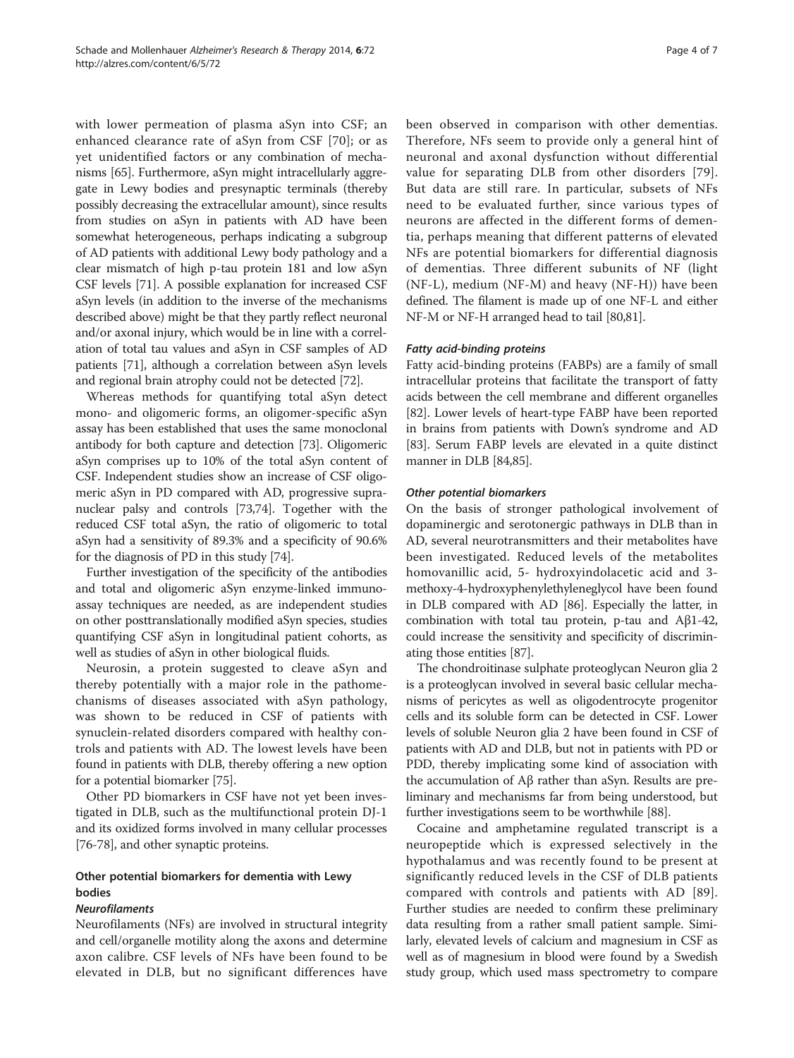with lower permeation of plasma aSyn into CSF; an enhanced clearance rate of aSyn from CSF [70]; or as yet unidentified factors or any combination of mechanisms [65]. Furthermore, aSyn might intracellularly aggregate in Lewy bodies and presynaptic terminals (thereby possibly decreasing the extracellular amount), since results from studies on aSyn in patients with AD have been somewhat heterogeneous, perhaps indicating a subgroup of AD patients with additional Lewy body pathology and a clear mismatch of high p-tau protein 181 and low aSyn CSF levels [71]. A possible explanation for increased CSF aSyn levels (in addition to the inverse of the mechanisms described above) might be that they partly reflect neuronal and/or axonal injury, which would be in line with a correlation of total tau values and aSyn in CSF samples of AD patients [71], although a correlation between aSyn levels and regional brain atrophy could not be detected [72].

Whereas methods for quantifying total aSyn detect mono- and oligomeric forms, an oligomer-specific aSyn assay has been established that uses the same monoclonal antibody for both capture and detection [73]. Oligomeric aSyn comprises up to 10% of the total aSyn content of CSF. Independent studies show an increase of CSF oligomeric aSyn in PD compared with AD, progressive supranuclear palsy and controls [73,74]. Together with the reduced CSF total aSyn, the ratio of oligomeric to total aSyn had a sensitivity of 89.3% and a specificity of 90.6% for the diagnosis of PD in this study [74].

Further investigation of the specificity of the antibodies and total and oligomeric aSyn enzyme-linked immunoassay techniques are needed, as are independent studies on other posttranslationally modified aSyn species, studies quantifying CSF aSyn in longitudinal patient cohorts, as well as studies of aSyn in other biological fluids.

Neurosin, a protein suggested to cleave aSyn and thereby potentially with a major role in the pathomechanisms of diseases associated with aSyn pathology, was shown to be reduced in CSF of patients with synuclein-related disorders compared with healthy controls and patients with AD. The lowest levels have been found in patients with DLB, thereby offering a new option for a potential biomarker [75].

Other PD biomarkers in CSF have not yet been investigated in DLB, such as the multifunctional protein DJ-1 and its oxidized forms involved in many cellular processes [76-78], and other synaptic proteins.

## Other potential biomarkers for dementia with Lewy bodies

### *Neurofilaments*

Neurofilaments (NFs) are involved in structural integrity and cell/organelle motility along the axons and determine axon calibre. CSF levels of NFs have been found to be elevated in DLB, but no significant differences have been observed in comparison with other dementias. Therefore, NFs seem to provide only a general hint of neuronal and axonal dysfunction without differential value for separating DLB from other disorders [79]. But data are still rare. In particular, subsets of NFs need to be evaluated further, since various types of neurons are affected in the different forms of dementia, perhaps meaning that different patterns of elevated NFs are potential biomarkers for differential diagnosis of dementias. Three different subunits of NF (light (NF-L), medium (NF-M) and heavy (NF-H)) have been defined. The filament is made up of one NF-L and either NF-M or NF-H arranged head to tail [80,81].

### *Fatty acid-binding proteins*

Fatty acid-binding proteins (FABPs) are a family of small intracellular proteins that facilitate the transport of fatty acids between the cell membrane and different organelles [82]. Lower levels of heart-type FABP have been reported in brains from patients with Down's syndrome and AD [83]. Serum FABP levels are elevated in a quite distinct manner in DLB [84,85].

### *Other potential biomarkers*

On the basis of stronger pathological involvement of dopaminergic and serotonergic pathways in DLB than in AD, several neurotransmitters and their metabolites have been investigated. Reduced levels of the metabolites homovanillic acid, 5- hydroxyindolacetic acid and 3-methoxy-4-hydroxyphenylethyleneglycol have been found in DLB compared with AD [86]. Especially the latter, in combination with total tau protein, p-tau and Aβ1-42, could increase the sensitivity and specificity of discriminating those entities [87].

The chondroitinase sulphate proteoglycan Neuron glia 2 is a proteoglycan involved in several basic cellular mechanisms of pericytes as well as oligodentrocyte progenitor cells and its soluble form can be detected in CSF. Lower levels of soluble Neuron glia 2 have been found in CSF of patients with AD and DLB, but not in patients with PD or PDD, thereby implicating some kind of association with the accumulation of Aβ rather than aSyn. Results are preliminary and mechanisms far from being understood, but further investigations seem to be worthwhile [88].

Cocaine and amphetamine regulated transcript is a neuropeptide which is expressed selectively in the hypothalamus and was recently found to be present at significantly reduced levels in the CSF of DLB patients compared with controls and patients with AD [89]. Further studies are needed to confirm these preliminary data resulting from a rather small patient sample. Similarly, elevated levels of calcium and magnesium in CSF as well as of magnesium in blood were found by a Swedish study group, which used mass spectrometry to compare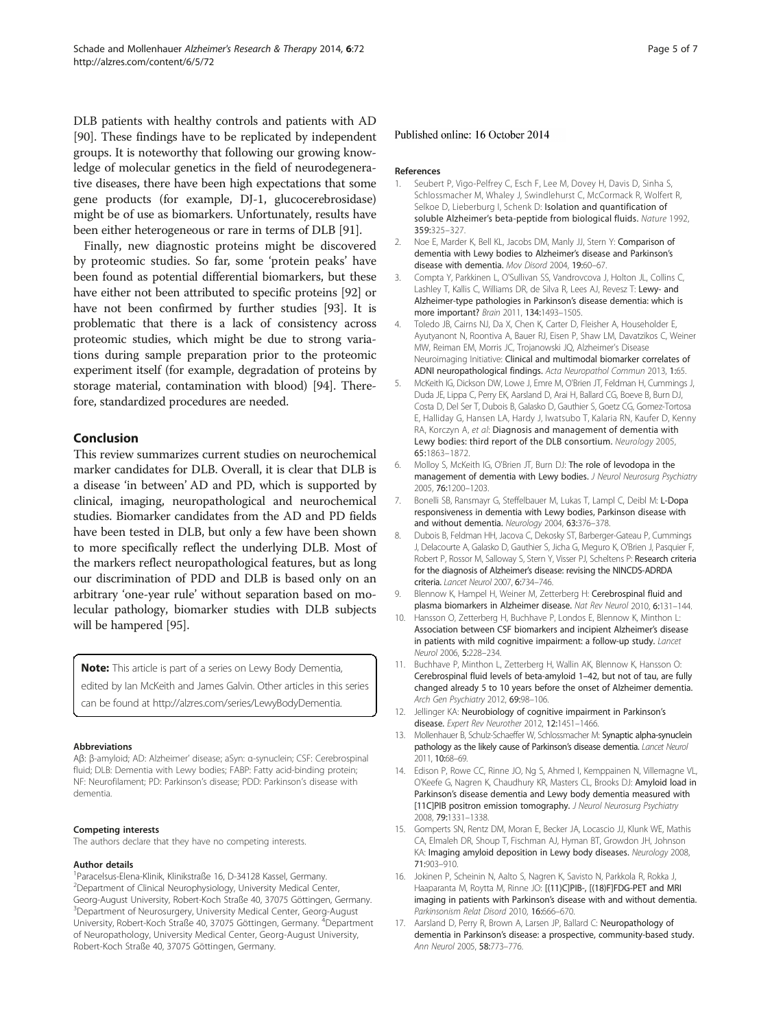DLB patients with healthy controls and patients with AD [90]. These findings have to be replicated by independent groups. It is noteworthy that following our growing knowledge of molecular genetics in the field of neurodegenerative diseases, there have been high expectations that some gene products (for example, DJ-1, glucocerebrosidase) might be of use as biomarkers. Unfortunately, results have been either heterogeneous or rare in terms of DLB [91].

Finally, new diagnostic proteins might be discovered by proteomic studies. So far, some 'protein peaks' have been found as potential differential biomarkers, but these have either not been attributed to specific proteins [92] or have not been confirmed by further studies [93]. It is problematic that there is a lack of consistency across proteomic studies, which might be due to strong variations during sample preparation prior to the proteomic experiment itself (for example, degradation of proteins by storage material, contamination with blood) [94]. Therefore, standardized procedures are needed.

## Conclusion

This review summarizes current studies on neurochemical marker candidates for DLB. Overall, it is clear that DLB is a disease 'in between' AD and PD, which is supported by clinical, imaging, neuropathological and neurochemical studies. Biomarker candidates from the AD and PD fields have been tested in DLB, but only a few have been shown to more specifically reflect the underlying DLB. Most of the markers reflect neuropathological features, but as long our discrimination of PDD and DLB is based only on an arbitrary 'one-year rule' without separation based on molecular pathology, biomarker studies with DLB subjects will be hampered [95].

**Note:** This article is part of a series on Lewy Body Dementia, edited by Ian McKeith and James Galvin. Other articles in this series can be found at http://alzres.com/series/LewyBodyDementia.

#### Abbreviations

Aβ: β-amyloid; AD: Alzheimer' disease; aSyn: α-synuclein; CSF: Cerebrospinal fluid; DLB: Dementia with Lewy bodies; FABP: Fatty acid-binding protein; NF: Neurofilament; PD: Parkinson's disease; PDD: Parkinson's disease with dementia.

#### Competing interests

The authors declare that they have no competing interests.

#### Author details

[1]Paracelsus-Elena-Klinik, Klinikstraße 16, D-34128 Kassel, Germany. [2]Department of Clinical Neurophysiology, University Medical Center, Georg-August University, Robert-Koch Straße 40, 37075 Göttingen, Germany. [3]Department of Neurosurgery, University Medical Center, Georg-August University, Robert-Koch Straße 40, 37075 Göttingen, Germany. [4]Department of Neuropathology, University Medical Center, Georg-August University, Robert-Koch Straße 40, 37075 Göttingen, Germany.

Published online: 16 October 2014

#### References

1. Seubert P, Vigo-Pelfrey C, Esch F, Lee M, Dovey H, Davis D, Sinha S, Schlossmacher M, Whaley J, Swindlehurst C, McCormack R, Wolfert R, Selkoe D, Lieberburg I, Schenk D: **Isolation and quantification of soluble Alzheimer's beta-peptide from biological fluids.** *Nature* 1992, **359:**325–327.
2. Noe E, Marder K, Bell KL, Jacobs DM, Manly JJ, Stern Y: **Comparison of dementia with Lewy bodies to Alzheimer's disease and Parkinson's disease with dementia.** *Mov Disord* 2004, **19:**60–67.
3. Compta Y, Parkkinen L, O'Sullivan SS, Vandrovcova J, Holton JL, Collins C, Lashley T, Kallis C, Williams DR, de Silva R, Lees AJ, Revesz T: **Lewy- and Alzheimer-type pathologies in Parkinson's disease dementia: which is more important?** *Brain* 2011, **134:**1493–1505.
4. Toledo JB, Cairns NJ, Da X, Chen K, Carter D, Fleisher A, Householder E, Ayutyanont N, Roontiva A, Bauer RJ, Eisen P, Shaw LM, Davatzikos C, Weiner MW, Reiman EM, Morris JC, Trojanowski JQ, Alzheimer's Disease Neuroimaging Initiative: **Clinical and multimodal biomarker correlates of ADNI neuropathological findings.** *Acta Neuropathol Commun* 2013, **1:**65.
5. McKeith IG, Dickson DW, Lowe J, Emre M, O'Brien JT, Feldman H, Cummings J, Duda JE, Lippa C, Perry EK, Aarsland D, Arai H, Ballard CG, Boeve B, Burn DJ, Costa D, Del Ser T, Dubois B, Galasko D, Gauthier S, Goetz CG, Gomez-Tortosa E, Halliday G, Hansen LA, Hardy J, Iwatsubo T, Kalaria RN, Kaufer D, Kenny RA, Korczyn A, *et al*: **Diagnosis and management of dementia with Lewy bodies: third report of the DLB consortium.** *Neurology* 2005, **65:**1863–1872.
6. Molloy S, McKeith IG, O'Brien JT, Burn DJ: **The role of levodopa in the management of dementia with Lewy bodies.** *J Neurol Neurosurg Psychiatry* 2005, **76:**1200–1203.
7. Bonelli SB, Ransmayr G, Steffelbauer M, Lukas T, Lampl C, Deibl M: **L-Dopa responsiveness in dementia with Lewy bodies, Parkinson disease with and without dementia.** *Neurology* 2004, **63:**376–378.
8. Dubois B, Feldman HH, Jacova C, Dekosky ST, Barberger-Gateau P, Cummings J, Delacourte A, Galasko D, Gauthier S, Jicha G, Meguro K, O'Brien J, Pasquier F, Robert P, Rossor M, Salloway S, Stern Y, Visser PJ, Scheltens P: **Research criteria for the diagnosis of Alzheimer's disease: revising the NINCDS-ADRDA criteria.** *Lancet Neurol* 2007, **6:**734–746.
9. Blennow K, Hampel H, Weiner M, Zetterberg H: **Cerebrospinal fluid and plasma biomarkers in Alzheimer disease.** *Nat Rev Neurol* 2010, **6:**131–144.
10. Hansson O, Zetterberg H, Buchhave P, Londos E, Blennow K, Minthon L: **Association between CSF biomarkers and incipient Alzheimer's disease in patients with mild cognitive impairment: a follow-up study.** *Lancet Neurol* 2006, **5:**228–234.
11. Buchhave P, Minthon L, Zetterberg H, Wallin AK, Blennow K, Hansson O: **Cerebrospinal fluid levels of beta-amyloid 1–42, but not of tau, are fully changed already 5 to 10 years before the onset of Alzheimer dementia.** *Arch Gen Psychiatry* 2012, **69:**98–106.
12. Jellinger KA: **Neurobiology of cognitive impairment in Parkinson's disease.** *Expert Rev Neurother* 2012, **12:**1451–1466.
13. Mollenhauer B, Schulz-Schaeffer W, Schlossmacher M: **Synaptic alpha-synuclein pathology as the likely cause of Parkinson's disease dementia.** *Lancet Neurol* 2011, **10:**68–69.
14. Edison P, Rowe CC, Rinne JO, Ng S, Ahmed I, Kemppainen N, Villemagne VL, O'Keefe G, Nagren K, Chaudhury KR, Masters CL, Brooks DJ: **Amyloid load in Parkinson's disease dementia and Lewy body dementia measured with [11C]PIB positron emission tomography.** *J Neurol Neurosurg Psychiatry* 2008, **79:**1331–1338.
15. Gomperts SN, Rentz DM, Moran E, Becker JA, Locascio JJ, Klunk WE, Mathis CA, Elmaleh DR, Shoup T, Fischman AJ, Hyman BT, Growdon JH, Johnson KA: **Imaging amyloid deposition in Lewy body diseases.** *Neurology* 2008, **71:**903–910.
16. Jokinen P, Scheinin N, Aalto S, Nagren K, Savisto N, Parkkola R, Rokka J, Haaparanta M, Roytta M, Rinne JO: **[(11)C]PIB-, [(18)F]FDG-PET and MRI imaging in patients with Parkinson's disease with and without dementia.** *Parkinsonism Relat Disord* 2010, **16:**666–670.
17. Aarsland D, Perry R, Brown A, Larsen JP, Ballard C: **Neuropathology of dementia in Parkinson's disease: a prospective, community-based study.** *Ann Neurol* 2005, **58:**773–776.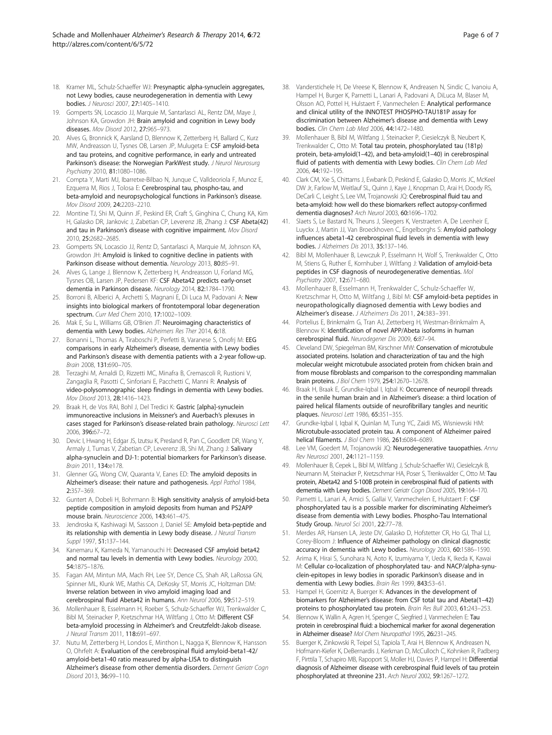18. Kramer ML, Schulz-Schaeffer WJ: **Presynaptic alpha-synuclein aggregates, not Lewy bodies, cause neurodegeneration in dementia with Lewy bodies.** *J Neurosci* 2007, **27:**1405–1410.
19. Gomperts SN, Locascio JJ, Marquie M, Santarlasci AL, Rentz DM, Maye J, Johnson KA, Growdon JH: **Brain amyloid and cognition in Lewy body diseases.** *Mov Disord* 2012, **27:**965–973.
20. Alves G, Bronnick K, Aarsland D, Blennow K, Zetterberg H, Ballard C, Kurz MW, Andreasson U, Tysnes OB, Larsen JP, Mulugeta E: **CSF amyloid-beta and tau proteins, and cognitive performance, in early and untreated Parkinson's disease: the Norwegian ParkWest study.** *J Neurol Neurosurg Psychiatry* 2010, **81:**1080–1086.
21. Compta Y, Marti MJ, Ibarretxe-Bilbao N, Junque C, Valldeoriola F, Munoz E, Ezquerra M, Rios J, Tolosa E: **Cerebrospinal tau, phospho-tau, and beta-amyloid and neuropsychological functions in Parkinson's disease.** *Mov Disord* 2009, **24:**2203–2210.
22. Montine TJ, Shi M, Quinn JF, Peskind ER, Craft S, Ginghina C, Chung KA, Kim H, Galasko DR, Jankovic J, Zabetian CP, Leverenz JB, Zhang J: **CSF Abeta(42) and tau in Parkinson's disease with cognitive impairment.** *Mov Disord* 2010, **25:**2682–2685.
23. Gomperts SN, Locascio JJ, Rentz D, Santarlasci A, Marquie M, Johnson KA, Growdon JH: **Amyloid is linked to cognitive decline in patients with Parkinson disease without dementia.** *Neurology* 2013, **80:**85–91.
24. Alves G, Lange J, Blennow K, Zetterberg H, Andreasson U, Forland MG, Tysnes OB, Larsen JP, Pedersen KF: **CSF Abeta42 predicts early-onset dementia in Parkinson disease.** *Neurology* 2014, **82:**1784–1790.
25. Borroni B, Alberici A, Archetti S, Magnani E, Di Luca M, Padovani A: **New insights into biological markers of frontotemporal lobar degeneration spectrum.** *Curr Med Chem* 2010, **17:**1002–1009.
26. Mak E, Su L, Williams GB, O'Brien JT: **Neuroimaging characteristics of dementia with Lewy bodies.** *Alzheimers Res Ther* 2014, **6:**18.
27. Bonanni L, Thomas A, Tiraboschi P, Perfetti B, Varanese S, Onofrj M: **EEG comparisons in early Alzheimer's disease, dementia with Lewy bodies and Parkinson's disease with dementia patients with a 2-year follow-up.** *Brain* 2008, **131:**690–705.
28. Terzaghi M, Arnaldi D, Rizzetti MC, Minafra B, Cremascoli R, Rustioni V, Zangaglia R, Pasotti C, Sinforiani E, Pacchetti C, Manni R: **Analysis of video-polysomnographic sleep findings in dementia with Lewy bodies.** *Mov Disord* 2013, **28:**1416–1423.
29. Braak H, de Vos RAI, Bohl J, Del Tredici K: **Gastric [alpha]-synuclein immunoreactive inclusions in Meissner's and Auerbach's plexuses in cases staged for Parkinson's disease-related brain pathology.** *Neurosci Lett* 2006, **396:**67–72.
30. Devic I, Hwang H, Edgar JS, Izutsu K, Presland R, Pan C, Goodlett DR, Wang Y, Armaly J, Tumas V, Zabetian CP, Leverenz JB, Shi M, Zhang J: **Salivary alpha-synuclein and DJ-1: potential biomarkers for Parkinson's disease.** *Brain* 2011, **134:**e178.
31. Glenner GG, Wong CW, Quaranta V, Eanes ED: **The amyloid deposits in Alzheimer's disease: their nature and pathogenesis.** *Appl Pathol* 1984, **2:**357–369.
32. Guntert A, Dobeli H, Bohrmann B: **High sensitivity analysis of amyloid-beta peptide composition in amyloid deposits from human and PS2APP mouse brain.** *Neuroscience* 2006, **143:**461–475.
33. Jendroska K, Kashiwagi M, Sassoon J, Daniel SE: **Amyloid beta-peptide and its relationship with dementia in Lewy body disease.** *J Neural Transm Suppl* 1997, **51:**137–144.
34. Kanemaru K, Kameda N, Yamanouchi H: **Decreased CSF amyloid beta42 and normal tau levels in dementia with Lewy bodies.** *Neurology* 2000, **54:**1875–1876.
35. Fagan AM, Mintun MA, Mach RH, Lee SY, Dence CS, Shah AR, LaRossa GN, Spinner ML, Klunk WE, Mathis CA, DeKosky ST, Morris JC, Holtzman DM: **Inverse relation between in vivo amyloid imaging load and cerebrospinal fluid Abeta42 in humans.** *Ann Neurol* 2006, **59:**512–519.
36. Mollenhauer B, Esselmann H, Roeber S, Schulz-Schaeffer WJ, Trenkwalder C, Bibl M, Steinacker P, Kretzschmar HA, Wiltfang J, Otto M: **Different CSF beta-amyloid processing in Alzheimer's and Creutzfeldt-Jakob disease.** *J Neural Transm* 2011, **118:**691–697.
37. Nutu M, Zetterberg H, Londos E, Minthon L, Nagga K, Blennow K, Hansson O, Ohrfelt A: **Evaluation of the cerebrospinal fluid amyloid-beta1-42/amyloid-beta1-40 ratio measured by alpha-LISA to distinguish Alzheimer's disease from other dementia disorders.** *Dement Geriatr Cogn Disord* 2013, **36:**99–110.
38. Vanderstichele H, De Vreese K, Blennow K, Andreasen N, Sindic C, Ivanoiu A, Hampel H, Burger K, Parnetti L, Lanari A, Padovani A, DiLuca M, Blaser M, Olsson AO, Pottel H, Hulstaert F, Vanmechelen E: **Analytical performance and clinical utility of the INNOTEST PHOSPHO-TAU181P assay for discrimination between Alzheimer's disease and dementia with Lewy bodies.** *Clin Chem Lab Med* 2006, **44:**1472–1480.
39. Mollenhauer B, Bibl M, Wiltfang J, Steinacker P, Ciesielczyk B, Neubert K, Trenkwalder C, Otto M: **Total tau protein, phosphorylated tau (181p) protein, beta-amyloid(1–42), and beta-amyloid(1–40) in cerebrospinal fluid of patients with dementia with Lewy bodies.** *Clin Chem Lab Med* 2006, **44:**192–195.
40. Clark CM, Xie S, Chittams J, Ewbank D, Peskind E, Galasko D, Morris JC, McKeel DW Jr, Farlow M, Weitlauf SL, Quinn J, Kaye J, Knopman D, Arai H, Doody RS, DeCarli C, Leight S, Lee VM, Trojanowski JQ: **Cerebrospinal fluid tau and beta-amyloid: how well do these biomarkers reflect autopsy-confirmed dementia diagnoses?** *Arch Neurol* 2003, **60:**1696–1702.
41. Slaets S, Le Bastard N, Theuns J, Sleegers K, Verstraeten A, De Leenheir E, Luyckx J, Martin JJ, Van Broeckhoven C, Engelborghs S: **Amyloid pathology influences abeta1-42 cerebrospinal fluid levels in dementia with lewy bodies.** *J Alzheimers Dis* 2013, **35:**137–146.
42. Bibl M, Mollenhauer B, Lewczuk P, Esselmann H, Wolf S, Trenkwalder C, Otto M, Stiens G, Ruther E, Kornhuber J, Wiltfang J: **Validation of amyloid-beta peptides in CSF diagnosis of neurodegenerative dementias.** *Mol Psychiatry* 2007, **12:**671–680.
43. Mollenhauer B, Esselmann H, Trenkwalder C, Schulz-Schaeffer W, Kretzschmar H, Otto M, Wiltfang J, Bibl M: **CSF amyloid-beta peptides in neuropathologically diagnosed dementia with Lewy bodies and Alzheimer's disease.** *J Alzheimers Dis* 2011, **24:**383–391.
44. Portelius E, Brinkmalm G, Tran AJ, Zetterberg H, Westman-Brinkmalm A, Blennow K: **Identification of novel APP/Abeta isoforms in human cerebrospinal fluid.** *Neurodegener Dis* 2009, **6:**87–94.
45. Cleveland DW, Spiegelman BM, Kirschner MW: **Conservation of microtubule associated proteins. Isolation and characterization of tau and the high molecular weight microtubule associated protein from chicken brain and from mouse fibroblasts and comparison to the corresponding mammalian brain proteins.** *J Biol Chem* 1979, **254:**12670–12678.
46. Braak H, Braak E, Grundke-Iqbal I, Iqbal K: **Occurrence of neuropil threads in the senile human brain and in Alzheimer's disease: a third location of paired helical filaments outside of neurofibrillary tangles and neuritic plaques.** *Neurosci Lett* 1986, **65:**351–355.
47. Grundke-Iqbal I, Iqbal K, Quinlan M, Tung YC, Zaidi MS, Wisniewski HM: **Microtubule-associated protein tau. A component of Alzheimer paired helical filaments.** *J Biol Chem* 1986, **261:**6084–6089.
48. Lee VM, Goedert M, Trojanowski JQ: **Neurodegenerative tauopathies.** *Annu Rev Neurosci* 2001, **24:**1121–1159.
49. Mollenhauer B, Cepek L, Bibl M, Wiltfang J, Schulz-Schaeffer WJ, Ciesielczyk B, Neumann M, Steinacker P, Kretzschmar HA, Poser S, Trenkwalder C, Otto M: **Tau protein, Abeta42 and S-100B protein in cerebrospinal fluid of patients with dementia with Lewy bodies.** *Dement Geriatr Cogn Disord* 2005, **19:**164–170.
50. Parnetti L, Lanari A, Amici S, Gallai V, Vanmechelen E, Hulstaert F: **CSF phosphorylated tau is a possible marker for discriminating Alzheimer's disease from dementia with Lewy bodies. Phospho-Tau International Study Group.** *Neurol Sci* 2001, **22:**77–78.
51. Merdes AR, Hansen LA, Jeste DV, Galasko D, Hofstetter CR, Ho GJ, Thal LJ, Corey-Bloom J: **Influence of Alzheimer pathology on clinical diagnostic accuracy in dementia with Lewy bodies.** *Neurology* 2003, **60:**1586–1590.
52. Arima K, Hirai S, Sunohara N, Aoto K, Izumiyama Y, Ueda K, Ikeda K, Kawai M: **Cellular co-localization of phosphorylated tau- and NACP/alpha-synuclein-epitopes in lewy bodies in sporadic Parkinson's disease and in dementia with Lewy bodies.** *Brain Res* 1999, **843:**53–61.
53. Hampel H, Goernitz A, Buerger K: **Advances in the development of biomarkers for Alzheimer's disease: from CSF total tau and Abeta(1–42) proteins to phosphorylated tau protein.** *Brain Res Bull* 2003, **61:**243–253.
54. Blennow K, Wallin A, Agren H, Spenger C, Siegfried J, Vanmechelen E: **Tau protein in cerebrospinal fluid: a biochemical marker for axonal degeneration in Alzheimer disease?** *Mol Chem Neuropathol* 1995, **26:**231–245.
55. Buerger K, Zinkowski R, Teipel SJ, Tapiola T, Arai H, Blennow K, Andreasen N, Hofmann-Kiefer K, DeBernardis J, Kerkman D, McCulloch C, Kohnken R, Padberg F, Pirttila T, Schapiro MB, Rapoport SI, Moller HJ, Davies P, Hampel H: **Differential diagnosis of Alzheimer disease with cerebrospinal fluid levels of tau protein phosphorylated at threonine 231.** *Arch Neurol* 2002, **59:**1267–1272.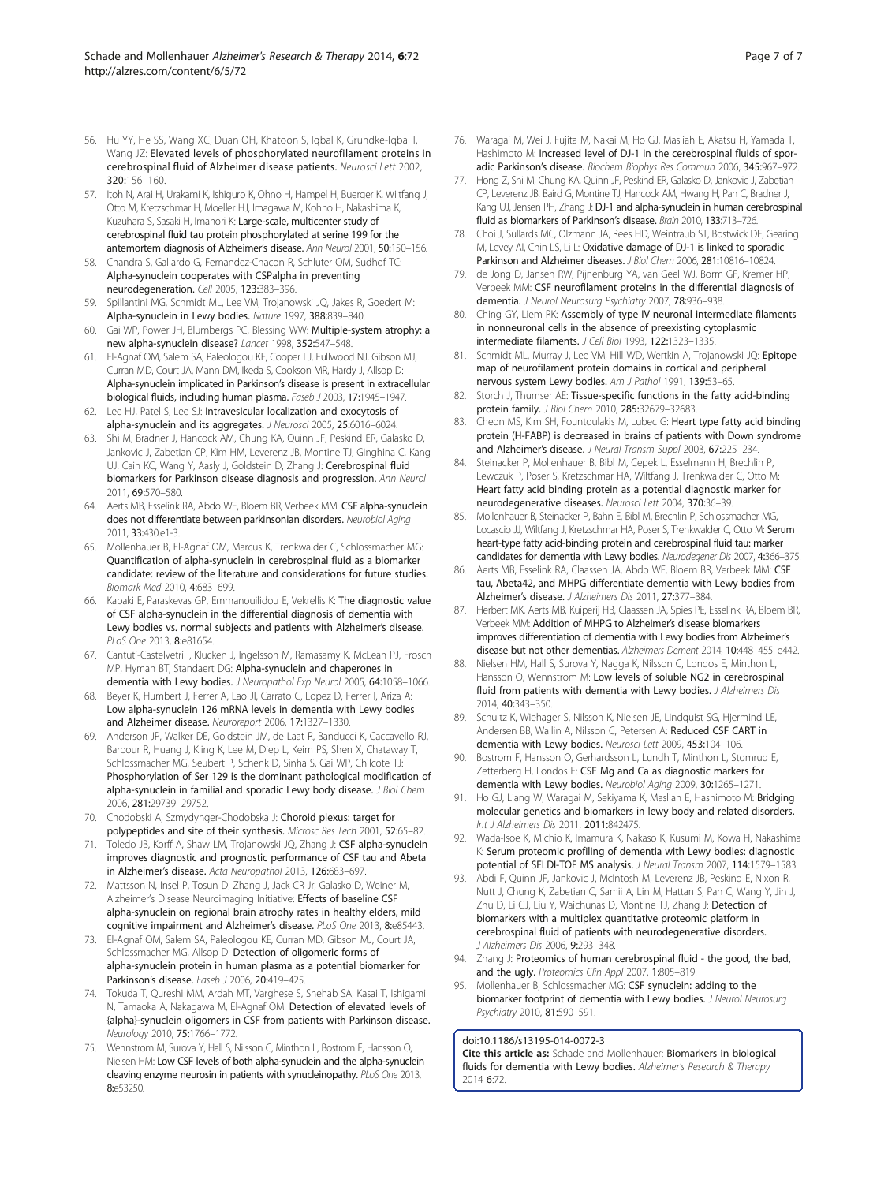56. Hu YY, He SS, Wang XC, Duan QH, Khatoon S, Iqbal K, Grundke-Iqbal I, Wang JZ: **Elevated levels of phosphorylated neurofilament proteins in cerebrospinal fluid of Alzheimer disease patients.** *Neurosci Lett* 2002, **320:**156–160.
57. Itoh N, Arai H, Urakami K, Ishiguro K, Ohno H, Hampel H, Buerger K, Wiltfang J, Otto M, Kretzschmar H, Moeller HJ, Imagawa M, Kohno H, Nakashima K, Kuzuhara S, Sasaki H, Imahori K: **Large-scale, multicenter study of cerebrospinal fluid tau protein phosphorylated at serine 199 for the antemortem diagnosis of Alzheimer's disease.** *Ann Neurol* 2001, **50:**150–156.
58. Chandra S, Gallardo G, Fernandez-Chacon R, Schluter OM, Sudhof TC: **Alpha-synuclein cooperates with CSPalpha in preventing neurodegeneration.** *Cell* 2005, **123:**383–396.
59. Spillantini MG, Schmidt ML, Lee VM, Trojanowski JQ, Jakes R, Goedert M: **Alpha-synuclein in Lewy bodies.** *Nature* 1997, **388:**839–840.
60. Gai WP, Power JH, Blumbergs PC, Blessing WW: **Multiple-system atrophy: a new alpha-synuclein disease?** *Lancet* 1998, **352:**547–548.
61. El-Agnaf OM, Salem SA, Paleologou KE, Cooper LJ, Fullwood NJ, Gibson MJ, Curran MD, Court JA, Mann DM, Ikeda S, Cookson MR, Hardy J, Allsop D: **Alpha-synuclein implicated in Parkinson's disease is present in extracellular biological fluids, including human plasma.** *Faseb J* 2003, **17:**1945–1947.
62. Lee HJ, Patel S, Lee SJ: **Intravesicular localization and exocytosis of alpha-synuclein and its aggregates.** *J Neurosci* 2005, **25:**6016–6024.
63. Shi M, Bradner J, Hancock AM, Chung KA, Quinn JF, Peskind ER, Galasko D, Jankovic J, Zabetian CP, Kim HM, Leverenz JB, Montine TJ, Ginghina C, Kang UJ, Cain KC, Wang Y, Aasly J, Goldstein D, Zhang J: **Cerebrospinal fluid biomarkers for Parkinson disease diagnosis and progression.** *Ann Neurol* 2011, **69:**570–580.
64. Aerts MB, Esselink RA, Abdo WF, Bloem BR, Verbeek MM: **CSF alpha-synuclein does not differentiate between parkinsonian disorders.** *Neurobiol Aging* 2011, **33:**430.e1-3.
65. Mollenhauer B, El-Agnaf OM, Marcus K, Trenkwalder C, Schlossmacher MG: **Quantification of alpha-synuclein in cerebrospinal fluid as a biomarker candidate: review of the literature and considerations for future studies.** *Biomark Med* 2010, **4:**683–699.
66. Kapaki E, Paraskevas GP, Emmanouilidou E, Vekrellis K: **The diagnostic value of CSF alpha-synuclein in the differential diagnosis of dementia with Lewy bodies vs. normal subjects and patients with Alzheimer's disease.** *PLoS One* 2013, **8:**e81654.
67. Cantuti-Castelvetri I, Klucken J, Ingelsson M, Ramasamy K, McLean PJ, Frosch MP, Hyman BT, Standaert DG: **Alpha-synuclein and chaperones in dementia with Lewy bodies.** *J Neuropathol Exp Neurol* 2005, **64:**1058–1066.
68. Beyer K, Humbert J, Ferrer A, Lao JI, Carrato C, Lopez D, Ferrer I, Ariza A: **Low alpha-synuclein 126 mRNA levels in dementia with Lewy bodies and Alzheimer disease.** *Neuroreport* 2006, **17:**1327–1330.
69. Anderson JP, Walker DE, Goldstein JM, de Laat R, Banducci K, Caccavello RJ, Barbour R, Huang J, Kling K, Lee M, Diep L, Keim PS, Shen X, Chataway T, Schlossmacher MG, Seubert P, Schenk D, Sinha S, Gai WP, Chilcote TJ: **Phosphorylation of Ser 129 is the dominant pathological modification of alpha-synuclein in familial and sporadic Lewy body disease.** *J Biol Chem* 2006, **281:**29739–29752.
70. Chodobski A, Szmydynger-Chodobska J: **Choroid plexus: target for polypeptides and site of their synthesis.** *Microsc Res Tech* 2001, **52:**65–82.
71. Toledo JB, Korff A, Shaw LM, Trojanowski JQ, Zhang J: **CSF alpha-synuclein improves diagnostic and prognostic performance of CSF tau and Abeta in Alzheimer's disease.** *Acta Neuropathol* 2013, **126:**683–697.
72. Mattsson N, Insel P, Tosun D, Zhang J, Jack CR Jr, Galasko D, Weiner M, Alzheimer's Disease Neuroimaging Initiative: **Effects of baseline CSF alpha-synuclein on regional brain atrophy rates in healthy elders, mild cognitive impairment and Alzheimer's disease.** *PLoS One* 2013, **8:**e85443.
73. El-Agnaf OM, Salem SA, Paleologou KE, Curran MD, Gibson MJ, Court JA, Schlossmacher MG, Allsop D: **Detection of oligomeric forms of alpha-synuclein protein in human plasma as a potential biomarker for Parkinson's disease.** *Faseb J* 2006, **20:**419–425.
74. Tokuda T, Qureshi MM, Ardah MT, Varghese S, Shehab SA, Kasai T, Ishigami N, Tamaoka A, Nakagawa M, El-Agnaf OM: **Detection of elevated levels of {alpha}-synuclein oligomers in CSF from patients with Parkinson disease.** *Neurology* 2010, **75:**1766–1772.
75. Wennstrom M, Surova Y, Hall S, Nilsson C, Minthon L, Bostrom F, Hansson O, Nielsen HM: **Low CSF levels of both alpha-synuclein and the alpha-synuclein cleaving enzyme neurosin in patients with synucleinopathy.** *PLoS One* 2013, **8:**e53250.
76. Waragai M, Wei J, Fujita M, Nakai M, Ho GJ, Masliah E, Akatsu H, Yamada T, Hashimoto M: **Increased level of DJ-1 in the cerebrospinal fluids of sporadic Parkinson's disease.** *Biochem Biophys Res Commun* 2006, **345:**967–972.
77. Hong Z, Shi M, Chung KA, Quinn JF, Peskind ER, Galasko D, Jankovic J, Zabetian CP, Leverenz JB, Baird G, Montine TJ, Hancock AM, Hwang H, Pan C, Bradner J, Kang UJ, Jensen PH, Zhang J: **DJ-1 and alpha-synuclein in human cerebrospinal fluid as biomarkers of Parkinson's disease.** *Brain* 2010, **133:**713–726.
78. Choi J, Sullards MC, Olzmann JA, Rees HD, Weintraub ST, Bostwick DE, Gearing M, Levey AI, Chin LS, Li L: **Oxidative damage of DJ-1 is linked to sporadic Parkinson and Alzheimer diseases.** *J Biol Chem* 2006, **281:**10816–10824.
79. de Jong D, Jansen RW, Pijnenburg YA, van Geel WJ, Borm GF, Kremer HP, Verbeek MM: **CSF neurofilament proteins in the differential diagnosis of dementia.** *J Neurol Neurosurg Psychiatry* 2007, **78:**936–938.
80. Ching GY, Liem RK: **Assembly of type IV neuronal intermediate filaments in nonneuronal cells in the absence of preexisting cytoplasmic intermediate filaments.** *J Cell Biol* 1993, **122:**1323–1335.
81. Schmidt ML, Murray J, Lee VM, Hill WD, Wertkin A, Trojanowski JQ: **Epitope map of neurofilament protein domains in cortical and peripheral nervous system Lewy bodies.** *Am J Pathol* 1991, **139:**53–65.
82. Storch J, Thumser AE: **Tissue-specific functions in the fatty acid-binding protein family.** *J Biol Chem* 2010, **285:**32679–32683.
83. Cheon MS, Kim SH, Fountoulakis M, Lubec G: **Heart type fatty acid binding protein (H-FABP) is decreased in brains of patients with Down syndrome and Alzheimer's disease.** *J Neural Transm Suppl* 2003, **67:**225–234.
84. Steinacker P, Mollenhauer B, Bibl M, Cepek L, Esselmann H, Brechlin P, Lewczuk P, Poser S, Kretzschmar HA, Wiltfang J, Trenkwalder C, Otto M: **Heart fatty acid binding protein as a potential diagnostic marker for neurodegenerative diseases.** *Neurosci Lett* 2004, **370:**36–39.
85. Mollenhauer B, Steinacker P, Bahn E, Bibl M, Brechlin P, Schlossmacher MG, Locascio JJ, Wiltfang J, Kretzschmar HA, Poser S, Trenkwalder C, Otto M: **Serum heart-type fatty acid-binding protein and cerebrospinal fluid tau: marker candidates for dementia with Lewy bodies.** *Neurodegener Dis* 2007, **4:**366–375.
86. Aerts MB, Esselink RA, Claassen JA, Abdo WF, Bloem BR, Verbeek MM: **CSF tau, Abeta42, and MHPG differentiate dementia with Lewy bodies from Alzheimer's disease.** *J Alzheimers Dis* 2011, **27:**377–384.
87. Herbert MK, Aerts MB, Kuiperij HB, Claassen JA, Spies PE, Esselink RA, Bloem BR, Verbeek MM: **Addition of MHPG to Alzheimer's disease biomarkers improves differentiation of dementia with Lewy bodies from Alzheimer's disease but not other dementias.** *Alzheimers Dement* 2014, **10:**448–455. e442.
88. Nielsen HM, Hall S, Surova Y, Nagga K, Nilsson C, Londos E, Minthon L, Hansson O, Wennstrom M: **Low levels of soluble NG2 in cerebrospinal fluid from patients with dementia with Lewy bodies.** *J Alzheimers Dis* 2014, **40:**343–350.
89. Schultz K, Wiehager S, Nilsson K, Nielsen JE, Lindquist SG, Hjermind LE, Andersen BB, Wallin A, Nilsson C, Petersen A: **Reduced CSF CART in dementia with Lewy bodies.** *Neurosci Lett* 2009, **453:**104–106.
90. Bostrom F, Hansson O, Gerhardsson L, Lundh T, Minthon L, Stomrud E, Zetterberg H, Londos E: **CSF Mg and Ca as diagnostic markers for dementia with Lewy bodies.** *Neurobiol Aging* 2009, **30:**1265–1271.
91. Ho GJ, Liang W, Waragai M, Sekiyama K, Masliah E, Hashimoto M: **Bridging molecular genetics and biomarkers in lewy body and related disorders.** *Int J Alzheimers Dis* 2011, **2011:**842475.
92. Wada-Isoe K, Michio K, Imamura K, Nakaso K, Kusumi M, Kowa H, Nakashima K: **Serum proteomic profiling of dementia with Lewy bodies: diagnostic potential of SELDI-TOF MS analysis.** *J Neural Transm* 2007, **114:**1579–1583.
93. Abdi F, Quinn JF, Jankovic J, McIntosh M, Leverenz JB, Peskind E, Nixon R, Nutt J, Chung K, Zabetian C, Samii A, Lin M, Hattan S, Pan C, Wang Y, Jin J, Zhu D, Li GJ, Liu Y, Waichunas D, Montine TJ, Zhang J: **Detection of biomarkers with a multiplex quantitative proteomic platform in cerebrospinal fluid of patients with neurodegenerative disorders.** *J Alzheimers Dis* 2006, **9:**293–348.
94. Zhang J: **Proteomics of human cerebrospinal fluid - the good, the bad, and the ugly.** *Proteomics Clin Appl* 2007, **1:**805–819.
95. Mollenhauer B, Schlossmacher MG: **CSF synuclein: adding to the biomarker footprint of dementia with Lewy bodies.** *J Neurol Neurosurg Psychiatry* 2010, **81:**590–591.

doi:10.1186/s13195-014-0072-3
**Cite this article as:** Schade and Mollenhauer: Biomarkers in biological fluids for dementia with Lewy bodies. *Alzheimer's Research & Therapy* 2014 **6**:72.